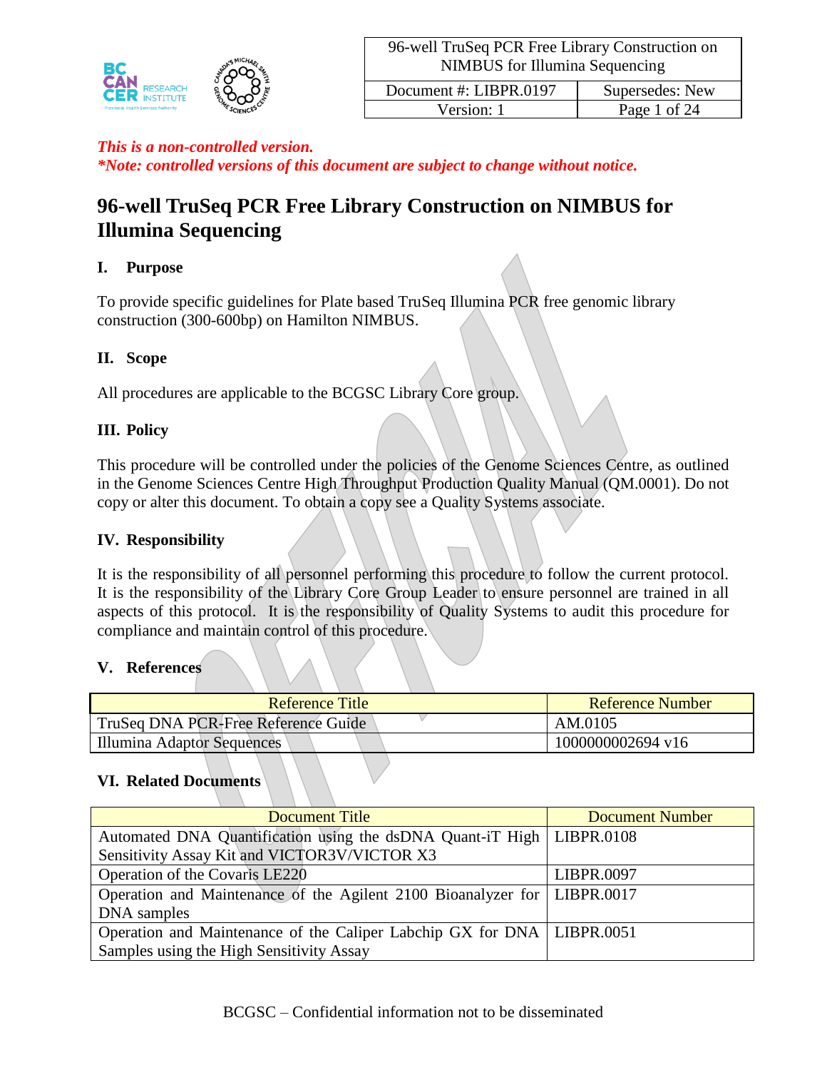*This is a non-controlled version.*
**_*Note: controlled versions of this document are subject to change without notice._**

# 96-well TruSeq PCR Free Library Construction on NIMBUS for Illumina Sequencing

## I. Purpose

To provide specific guidelines for Plate based TruSeq Illumina PCR free genomic library construction (300-600bp) on Hamilton NIMBUS.

## II. Scope

All procedures are applicable to the BCGSC Library Core group.

## III. Policy

This procedure will be controlled under the policies of the Genome Sciences Centre, as outlined in the Genome Sciences Centre High Throughput Production Quality Manual (QM.0001). Do not copy or alter this document. To obtain a copy see a Quality Systems associate.

## IV. Responsibility

It is the responsibility of all personnel performing this procedure to follow the current protocol. It is the responsibility of the Library Core Group Leader to ensure personnel are trained in all aspects of this protocol. It is the responsibility of Quality Systems to audit this procedure for compliance and maintain control of this procedure.

## V. References

| Reference Title | Reference Number |
|---|---|
| TruSeq DNA PCR-Free Reference Guide | AM.0105 |
| Illumina Adaptor Sequences | 1000000002694 v16 |

## VI. Related Documents

| Document Title | Document Number |
|---|---|
| Automated DNA Quantification using the dsDNA Quant-iT High Sensitivity Assay Kit and VICTOR3V/VICTOR X3 | LIBPR.0108 |
| Operation of the Covaris LE220 | LIBPR.0097 |
| Operation and Maintenance of the Agilent 2100 Bioanalyzer for DNA samples | LIBPR.0017 |
| Operation and Maintenance of the Caliper Labchip GX for DNA Samples using the High Sensitivity Assay | LIBPR.0051 |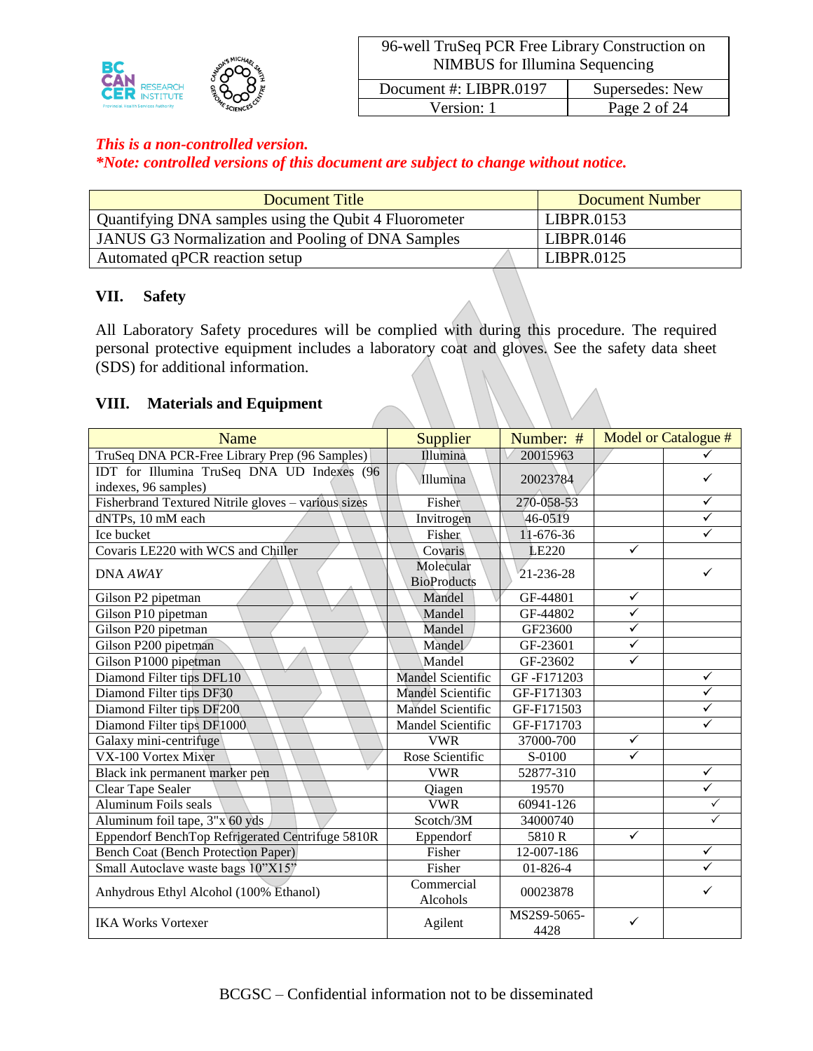*This is a non-controlled version.*
***Note: controlled versions of this document are subject to change without notice.***

| Document Title | Document Number |
|---|---|
| Quantifying DNA samples using the Qubit 4 Fluorometer | LIBPR.0153 |
| JANUS G3 Normalization and Pooling of DNA Samples | LIBPR.0146 |
| Automated qPCR reaction setup | LIBPR.0125 |

## VII. Safety

All Laboratory Safety procedures will be complied with during this procedure. The required personal protective equipment includes a laboratory coat and gloves. See the safety data sheet (SDS) for additional information.

## VIII. Materials and Equipment

| Name | Supplier | Number: # | Model or Catalogue # | |
|---|---|---|---|---|
| TruSeq DNA PCR-Free Library Prep (96 Samples) | Illumina | 20015963 | | ✓ |
| IDT for Illumina TruSeq DNA UD Indexes (96 indexes, 96 samples) | Illumina | 20023784 | | ✓ |
| Fisherbrand Textured Nitrile gloves – various sizes | Fisher | 270-058-53 | | ✓ |
| dNTPs, 10 mM each | Invitrogen | 46-0519 | | ✓ |
| Ice bucket | Fisher | 11-676-36 | | ✓ |
| Covaris LE220 with WCS and Chiller | Covaris | LE220 | ✓ | |
| DNA *AWAY* | Molecular BioProducts | 21-236-28 | | ✓ |
| Gilson P2 pipetman | Mandel | GF-44801 | ✓ | |
| Gilson P10 pipetman | Mandel | GF-44802 | ✓ | |
| Gilson P20 pipetman | Mandel | GF23600 | ✓ | |
| Gilson P200 pipetman | Mandel | GF-23601 | ✓ | |
| Gilson P1000 pipetman | Mandel | GF-23602 | ✓ | |
| Diamond Filter tips DFL10 | Mandel Scientific | GF -F171203 | | ✓ |
| Diamond Filter tips DF30 | Mandel Scientific | GF-F171303 | | ✓ |
| Diamond Filter tips DF200 | Mandel Scientific | GF-F171503 | | ✓ |
| Diamond Filter tips DF1000 | Mandel Scientific | GF-F171703 | | ✓ |
| Galaxy mini-centrifuge | VWR | 37000-700 | ✓ | |
| VX-100 Vortex Mixer | Rose Scientific | S-0100 | ✓ | |
| Black ink permanent marker pen | VWR | 52877-310 | | ✓ |
| Clear Tape Sealer | Qiagen | 19570 | | ✓ |
| Aluminum Foils seals | VWR | 60941-126 | | ✓ |
| Aluminum foil tape, 3"x 60 yds | Scotch/3M | 34000740 | | ✓ |
| Eppendorf BenchTop Refrigerated Centrifuge 5810R | Eppendorf | 5810 R | ✓ | |
| Bench Coat (Bench Protection Paper) | Fisher | 12-007-186 | | ✓ |
| Small Autoclave waste bags 10"X15" | Fisher | 01-826-4 | | ✓ |
| Anhydrous Ethyl Alcohol (100% Ethanol) | Commercial Alcohols | 00023878 | | ✓ |
| IKA Works Vortexer | Agilent | MS2S9-5065-4428 | ✓ | |

BCGSC – Confidential information not to be disseminated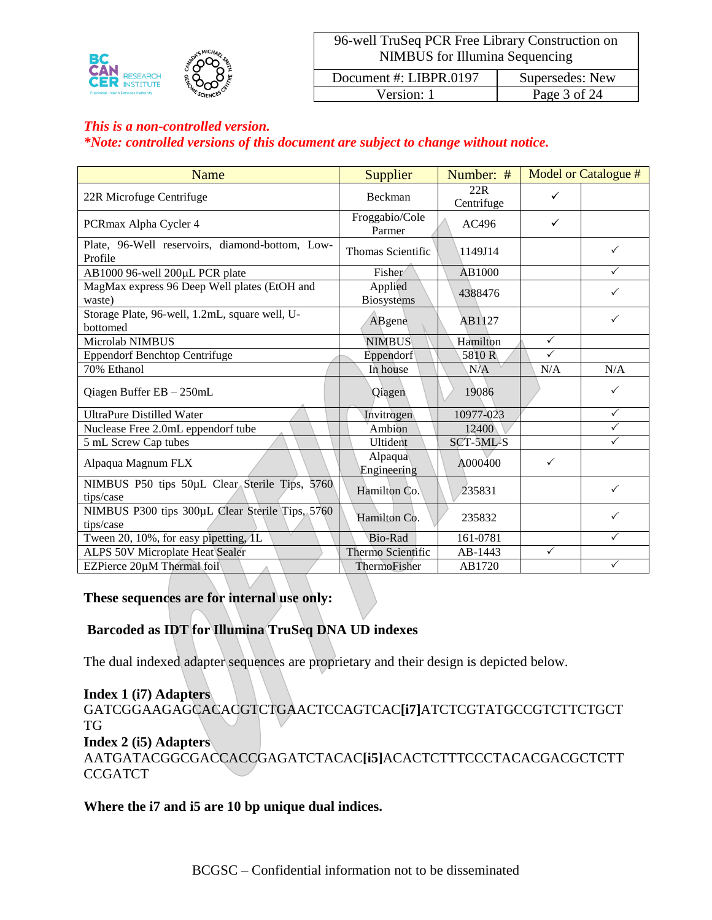*This is a non-controlled version.*
*\*Note: controlled versions of this document are subject to change without notice.*

| Name | Supplier | Number: # | Model or Catalogue # | |
|---|---|---|---|---|
| 22R Microfuge Centrifuge | Beckman | 22R Centrifuge | ✓ | |
| PCRmax Alpha Cycler 4 | Froggabio/Cole Parmer | AC496 | ✓ | |
| Plate, 96-Well reservoirs, diamond-bottom, Low-Profile | Thomas Scientific | 1149J14 | | ✓ |
| AB1000 96-well 200µL PCR plate | Fisher | AB1000 | | ✓ |
| MagMax express 96 Deep Well plates (EtOH and waste) | Applied Biosystems | 4388476 | | ✓ |
| Storage Plate, 96-well, 1.2mL, square well, U-bottomed | ABgene | AB1127 | | ✓ |
| Microlab NIMBUS | NIMBUS | Hamilton | ✓ | |
| Eppendorf Benchtop Centrifuge | Eppendorf | 5810 R | ✓ | |
| 70% Ethanol | In house | N/A | N/A | N/A |
| Qiagen Buffer EB – 250mL | Qiagen | 19086 | | ✓ |
| UltraPure Distilled Water | Invitrogen | 10977-023 | | ✓ |
| Nuclease Free 2.0mL eppendorf tube | Ambion | 12400 | | ✓ |
| 5 mL Screw Cap tubes | Ultident | SCT-5ML-S | | ✓ |
| Alpaqua Magnum FLX | Alpaqua Engineering | A000400 | ✓ | |
| NIMBUS P50 tips 50µL Clear Sterile Tips, 5760 tips/case | Hamilton Co. | 235831 | | ✓ |
| NIMBUS P300 tips 300µL Clear Sterile Tips, 5760 tips/case | Hamilton Co. | 235832 | | ✓ |
| Tween 20, 10%, for easy pipetting, 1L | Bio-Rad | 161-0781 | | ✓ |
| ALPS 50V Microplate Heat Sealer | Thermo Scientific | AB-1443 | ✓ | |
| EZPierce 20µM Thermal foil | ThermoFisher | AB1720 | | ✓ |

**These sequences are for internal use only:**

**Barcoded as IDT for Illumina TruSeq DNA UD indexes**

The dual indexed adapter sequences are proprietary and their design is depicted below.

**Index 1 (i7) Adapters**
GATCGGAAGAGCACACGTCTGAACTCCAGTCAC**[i7]**ATCTCGTATGCCGTCTTCTGCTTG

**Index 2 (i5) Adapters**
AATGATACGGCGACCACCGAGATCTACAC**[i5]**ACACTCTTTCCCTACACGACGCTCTTCCGATCT

**Where the i7 and i5 are 10 bp unique dual indices.**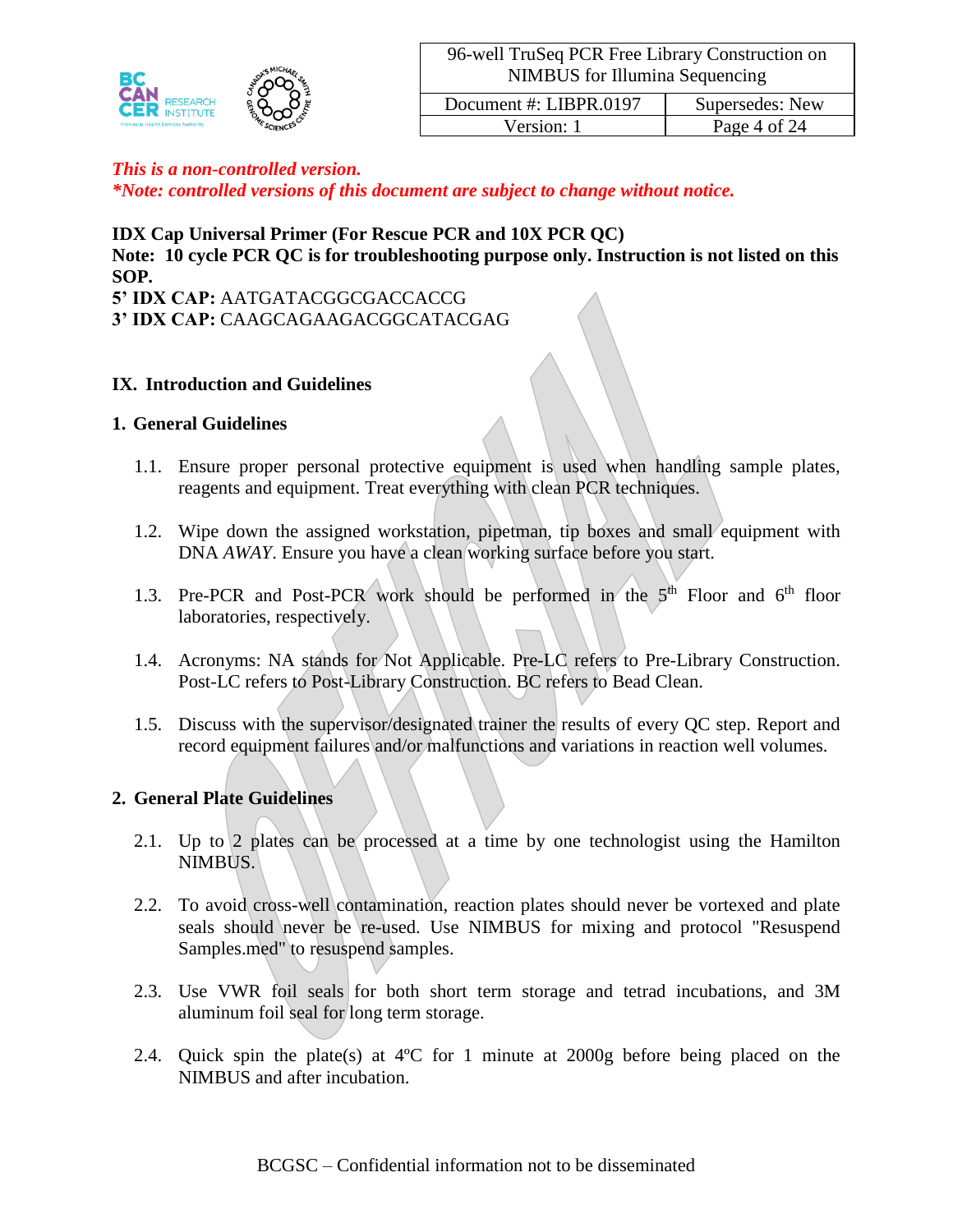*This is a non-controlled version.*
*\*Note: controlled versions of this document are subject to change without notice.*

**IDX Cap Universal Primer (For Rescue PCR and 10X PCR QC)**
**Note: 10 cycle PCR QC is for troubleshooting purpose only. Instruction is not listed on this SOP.**
**5' IDX CAP:** AATGATACGGCGACCACCG
**3' IDX CAP:** CAAGCAGAAGACGGCATACGAG

## IX. Introduction and Guidelines

### 1. General Guidelines

1.1. Ensure proper personal protective equipment is used when handling sample plates, reagents and equipment. Treat everything with clean PCR techniques.

1.2. Wipe down the assigned workstation, pipetman, tip boxes and small equipment with DNA *AWAY*. Ensure you have a clean working surface before you start.

1.3. Pre-PCR and Post-PCR work should be performed in the 5th Floor and 6th floor laboratories, respectively.

1.4. Acronyms: NA stands for Not Applicable. Pre-LC refers to Pre-Library Construction. Post-LC refers to Post-Library Construction. BC refers to Bead Clean.

1.5. Discuss with the supervisor/designated trainer the results of every QC step. Report and record equipment failures and/or malfunctions and variations in reaction well volumes.

### 2. General Plate Guidelines

2.1. Up to 2 plates can be processed at a time by one technologist using the Hamilton NIMBUS.

2.2. To avoid cross-well contamination, reaction plates should never be vortexed and plate seals should never be re-used. Use NIMBUS for mixing and protocol "Resuspend Samples.med" to resuspend samples.

2.3. Use VWR foil seals for both short term storage and tetrad incubations, and 3M aluminum foil seal for long term storage.

2.4. Quick spin the plate(s) at 4ºC for 1 minute at 2000g before being placed on the NIMBUS and after incubation.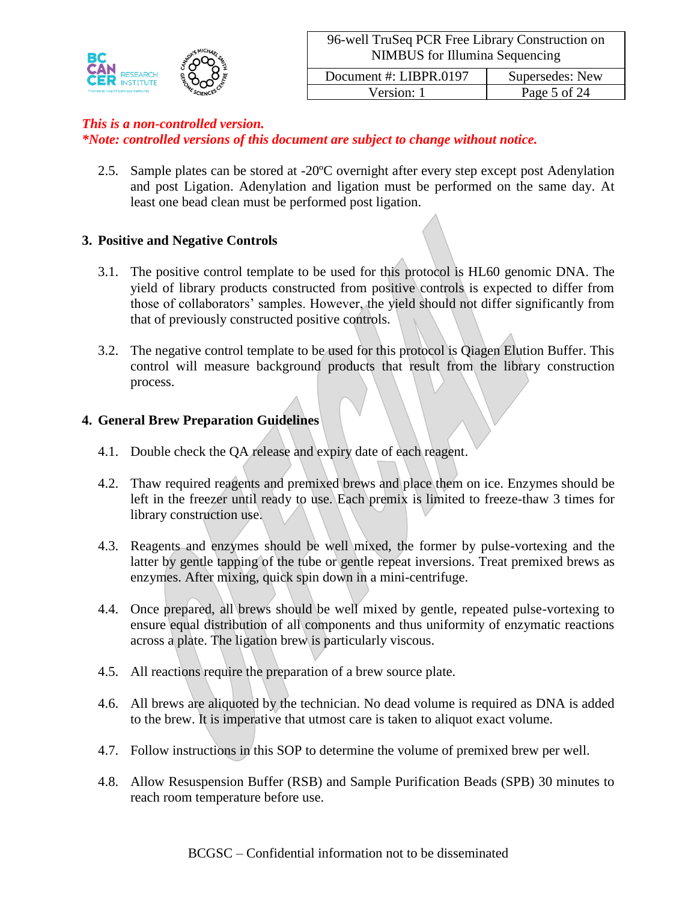*This is a non-controlled version.*
*\*Note: controlled versions of this document are subject to change without notice.*

2.5. Sample plates can be stored at -20ºC overnight after every step except post Adenylation and post Ligation. Adenylation and ligation must be performed on the same day. At least one bead clean must be performed post ligation.

## 3. Positive and Negative Controls

3.1. The positive control template to be used for this protocol is HL60 genomic DNA. The yield of library products constructed from positive controls is expected to differ from those of collaborators' samples. However, the yield should not differ significantly from that of previously constructed positive controls.

3.2. The negative control template to be used for this protocol is Qiagen Elution Buffer. This control will measure background products that result from the library construction process.

## 4. General Brew Preparation Guidelines

4.1. Double check the QA release and expiry date of each reagent.

4.2. Thaw required reagents and premixed brews and place them on ice. Enzymes should be left in the freezer until ready to use. Each premix is limited to freeze-thaw 3 times for library construction use.

4.3. Reagents and enzymes should be well mixed, the former by pulse-vortexing and the latter by gentle tapping of the tube or gentle repeat inversions. Treat premixed brews as enzymes. After mixing, quick spin down in a mini-centrifuge.

4.4. Once prepared, all brews should be well mixed by gentle, repeated pulse-vortexing to ensure equal distribution of all components and thus uniformity of enzymatic reactions across a plate. The ligation brew is particularly viscous.

4.5. All reactions require the preparation of a brew source plate.

4.6. All brews are aliquoted by the technician. No dead volume is required as DNA is added to the brew. It is imperative that utmost care is taken to aliquot exact volume.

4.7. Follow instructions in this SOP to determine the volume of premixed brew per well.

4.8. Allow Resuspension Buffer (RSB) and Sample Purification Beads (SPB) 30 minutes to reach room temperature before use.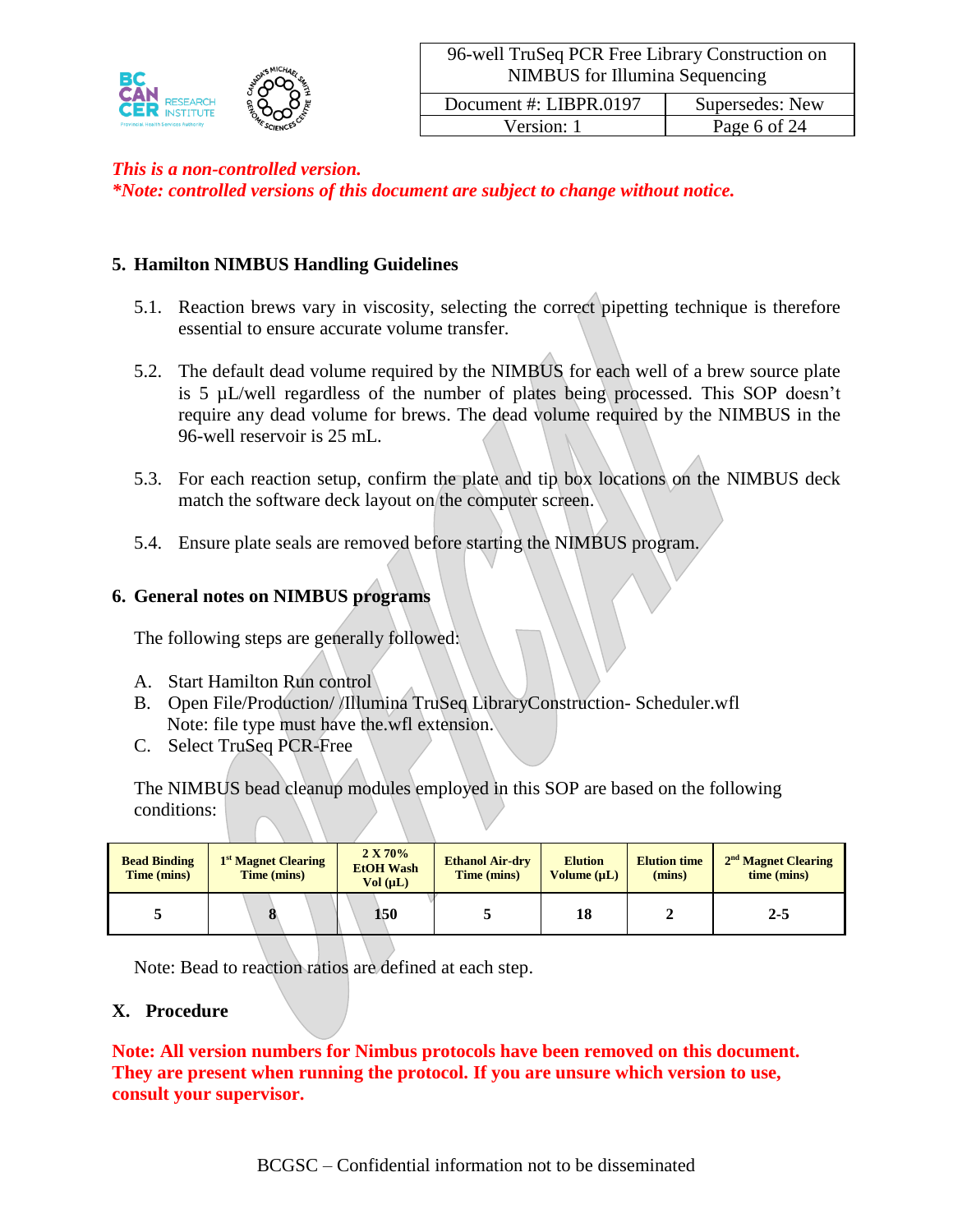*This is a non-controlled version.*
***Note: controlled versions of this document are subject to change without notice.***

## 5. Hamilton NIMBUS Handling Guidelines

5.1. Reaction brews vary in viscosity, selecting the correct pipetting technique is therefore essential to ensure accurate volume transfer.

5.2. The default dead volume required by the NIMBUS for each well of a brew source plate is 5 µL/well regardless of the number of plates being processed. This SOP doesn't require any dead volume for brews. The dead volume required by the NIMBUS in the 96-well reservoir is 25 mL.

5.3. For each reaction setup, confirm the plate and tip box locations on the NIMBUS deck match the software deck layout on the computer screen.

5.4. Ensure plate seals are removed before starting the NIMBUS program.

## 6. General notes on NIMBUS programs

The following steps are generally followed:

A. Start Hamilton Run control
B. Open File/Production/ /Illumina TruSeq LibraryConstruction- Scheduler.wfl
   Note: file type must have the.wfl extension.
C. Select TruSeq PCR-Free

The NIMBUS bead cleanup modules employed in this SOP are based on the following conditions:

| Bead Binding Time (mins) | 1st Magnet Clearing Time (mins) | 2 X 70% EtOH Wash Vol (µL) | Ethanol Air-dry Time (mins) | Elution Volume (µL) | Elution time (mins) | 2nd Magnet Clearing time (mins) |
|---|---|---|---|---|---|---|
| 5 | 8 | 150 | 5 | 18 | 2 | 2-5 |

Note: Bead to reaction ratios are defined at each step.

## X. Procedure

**Note: All version numbers for Nimbus protocols have been removed on this document. They are present when running the protocol. If you are unsure which version to use, consult your supervisor.**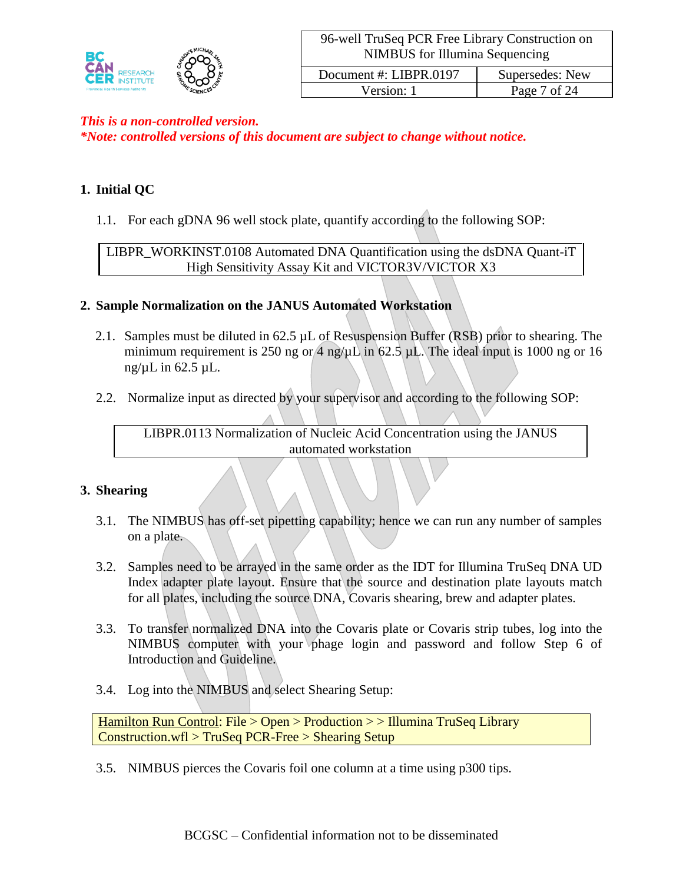*This is a non-controlled version.*
****Note: controlled versions of this document are subject to change without notice.***

## 1. Initial QC

1.1. For each gDNA 96 well stock plate, quantify according to the following SOP:

| LIBPR_WORKINST.0108 Automated DNA Quantification using the dsDNA Quant-iT High Sensitivity Assay Kit and VICTOR3V/VICTOR X3 |
|---|

## 2. Sample Normalization on the JANUS Automated Workstation

2.1. Samples must be diluted in 62.5 µL of Resuspension Buffer (RSB) prior to shearing. The minimum requirement is 250 ng or 4 ng/µL in 62.5 µL. The ideal input is 1000 ng or 16 ng/µL in 62.5 µL.

2.2. Normalize input as directed by your supervisor and according to the following SOP:

| LIBPR.0113 Normalization of Nucleic Acid Concentration using the JANUS automated workstation |
|---|

## 3. Shearing

3.1. The NIMBUS has off-set pipetting capability; hence we can run any number of samples on a plate.

3.2. Samples need to be arrayed in the same order as the IDT for Illumina TruSeq DNA UD Index adapter plate layout. Ensure that the source and destination plate layouts match for all plates, including the source DNA, Covaris shearing, brew and adapter plates.

3.3. To transfer normalized DNA into the Covaris plate or Covaris strip tubes, log into the NIMBUS computer with your phage login and password and follow Step 6 of Introduction and Guideline.

3.4. Log into the NIMBUS and select Shearing Setup:

| Hamilton Run Control: File > Open > Production > > Illumina TruSeq Library Construction.wfl > TruSeq PCR-Free > Shearing Setup |
|---|

3.5. NIMBUS pierces the Covaris foil one column at a time using p300 tips.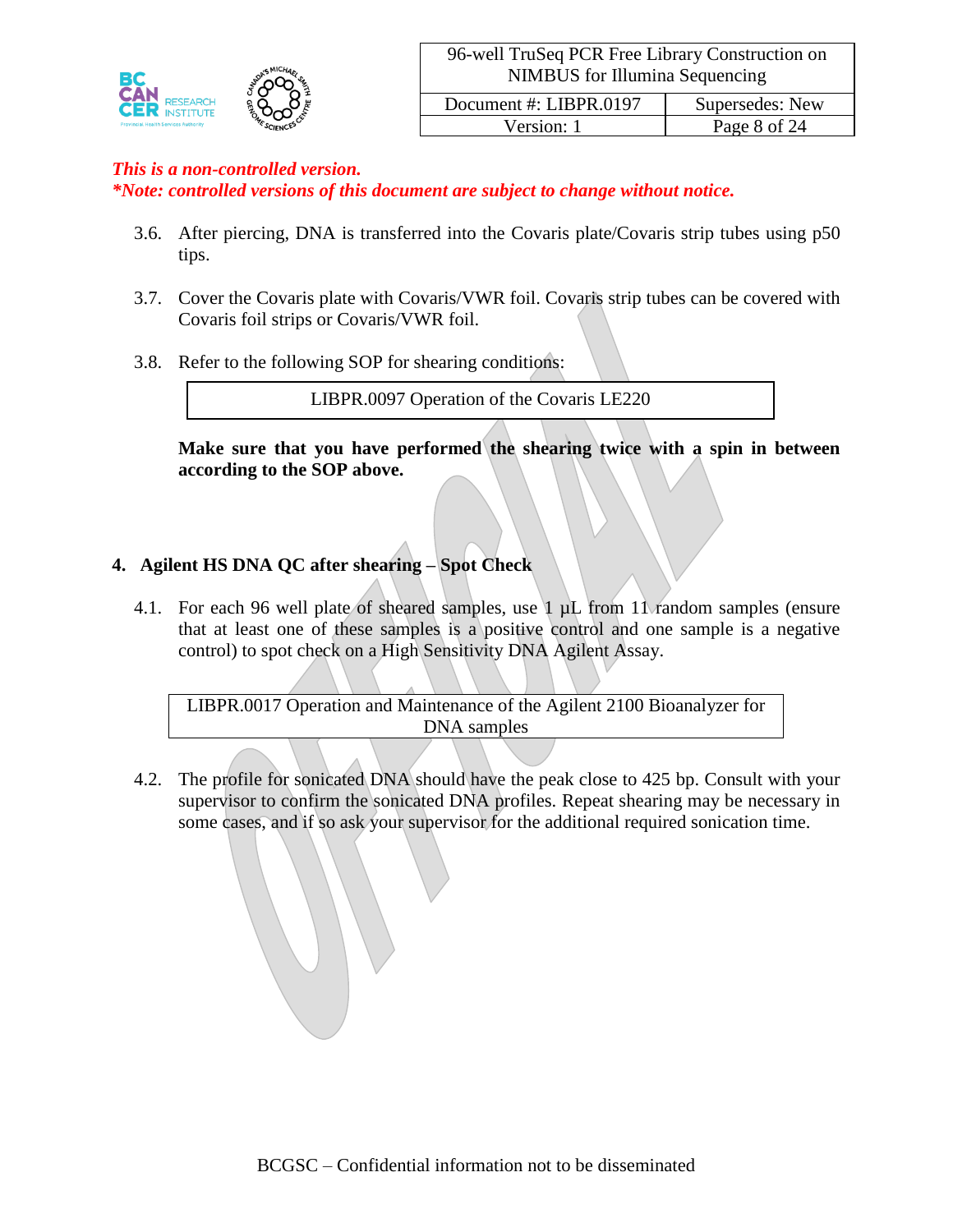*This is a non-controlled version.*
*\*Note: controlled versions of this document are subject to change without notice.*

3.6. After piercing, DNA is transferred into the Covaris plate/Covaris strip tubes using p50 tips.

3.7. Cover the Covaris plate with Covaris/VWR foil. Covaris strip tubes can be covered with Covaris foil strips or Covaris/VWR foil.

3.8. Refer to the following SOP for shearing conditions:

| LIBPR.0097 Operation of the Covaris LE220 |
|---|

**Make sure that you have performed the shearing twice with a spin in between according to the SOP above.**

## 4. Agilent HS DNA QC after shearing – Spot Check

4.1. For each 96 well plate of sheared samples, use 1 µL from 11 random samples (ensure that at least one of these samples is a positive control and one sample is a negative control) to spot check on a High Sensitivity DNA Agilent Assay.

| LIBPR.0017 Operation and Maintenance of the Agilent 2100 Bioanalyzer for DNA samples |
|---|

4.2. The profile for sonicated DNA should have the peak close to 425 bp. Consult with your supervisor to confirm the sonicated DNA profiles. Repeat shearing may be necessary in some cases, and if so ask your supervisor for the additional required sonication time.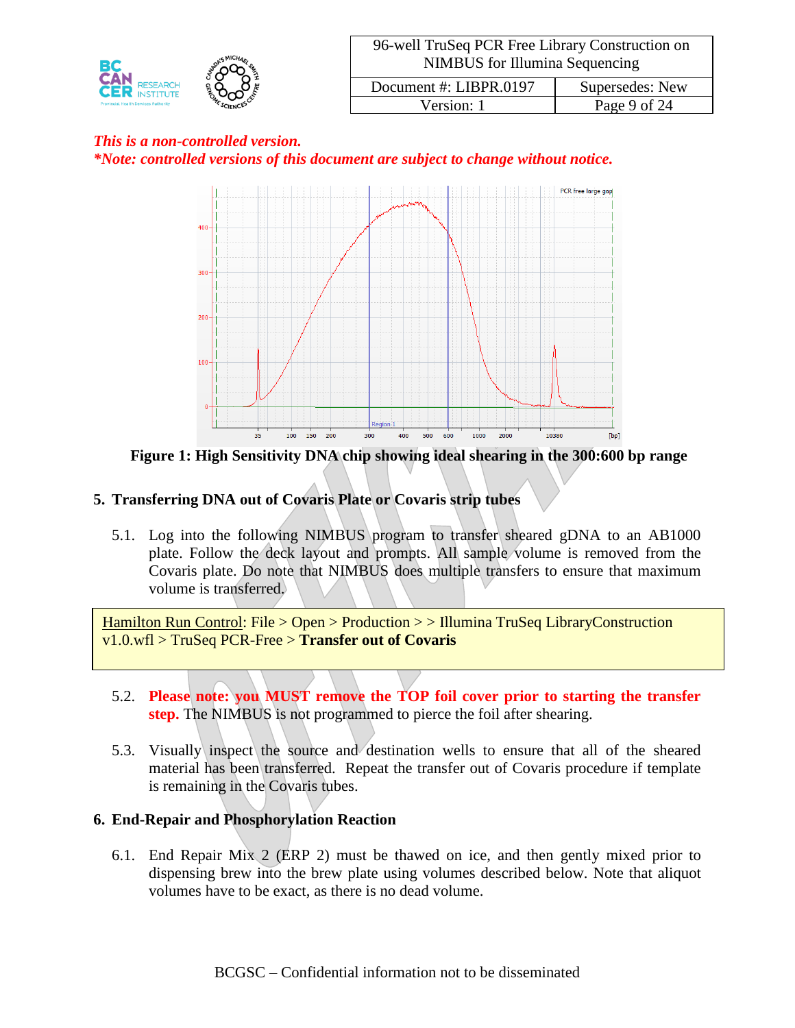*This is a non-controlled version.*
****Note: controlled versions of this document are subject to change without notice.***

**Figure 1: High Sensitivity DNA chip showing ideal shearing in the 300:600 bp range**

## 5. Transferring DNA out of Covaris Plate or Covaris strip tubes

5.1. Log into the following NIMBUS program to transfer sheared gDNA to an AB1000 plate. Follow the deck layout and prompts. All sample volume is removed from the Covaris plate. Do note that NIMBUS does multiple transfers to ensure that maximum volume is transferred.

> Hamilton Run Control: File > Open > Production > > Illumina TruSeq LibraryConstruction v1.0.wfl > TruSeq PCR-Free > **Transfer out of Covaris**

5.2. **Please note: you MUST remove the TOP foil cover prior to starting the transfer step.** The NIMBUS is not programmed to pierce the foil after shearing.

5.3. Visually inspect the source and destination wells to ensure that all of the sheared material has been transferred. Repeat the transfer out of Covaris procedure if template is remaining in the Covaris tubes.

## 6. End-Repair and Phosphorylation Reaction

6.1. End Repair Mix 2 (ERP 2) must be thawed on ice, and then gently mixed prior to dispensing brew into the brew plate using volumes described below. Note that aliquot volumes have to be exact, as there is no dead volume.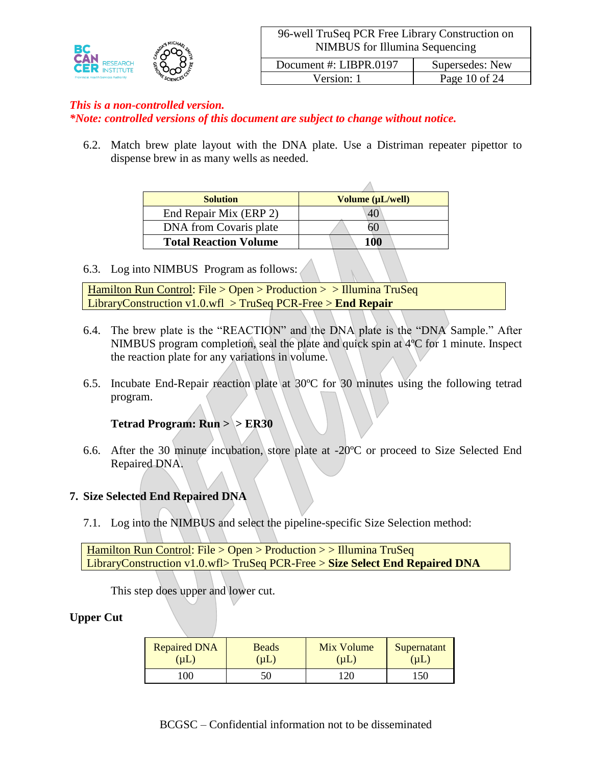*This is a non-controlled version.*
****Note: controlled versions of this document are subject to change without notice.***

6.2. Match brew plate layout with the DNA plate. Use a Distriman repeater pipettor to dispense brew in as many wells as needed.

| Solution | Volume (µL/well) |
|---|---|
| End Repair Mix (ERP 2) | 40 |
| DNA from Covaris plate | 60 |
| **Total Reaction Volume** | **100** |

6.3. Log into NIMBUS Program as follows:

Hamilton Run Control: File > Open > Production > > Illumina TruSeq LibraryConstruction v1.0.wfl > TruSeq PCR-Free > **End Repair**

6.4. The brew plate is the "REACTION" and the DNA plate is the "DNA Sample." After NIMBUS program completion, seal the plate and quick spin at 4ºC for 1 minute. Inspect the reaction plate for any variations in volume.

6.5. Incubate End-Repair reaction plate at 30ºC for 30 minutes using the following tetrad program.

**Tetrad Program: Run > > ER30**

6.6. After the 30 minute incubation, store plate at -20ºC or proceed to Size Selected End Repaired DNA.

## 7. Size Selected End Repaired DNA

7.1. Log into the NIMBUS and select the pipeline-specific Size Selection method:

Hamilton Run Control: File > Open > Production > > Illumina TruSeq LibraryConstruction v1.0.wfl> TruSeq PCR-Free > **Size Select End Repaired DNA**

This step does upper and lower cut.

**Upper Cut**

| Repaired DNA (µL) | Beads (µL) | Mix Volume (µL) | Supernatant (µL) |
|---|---|---|---|
| 100 | 50 | 120 | 150 |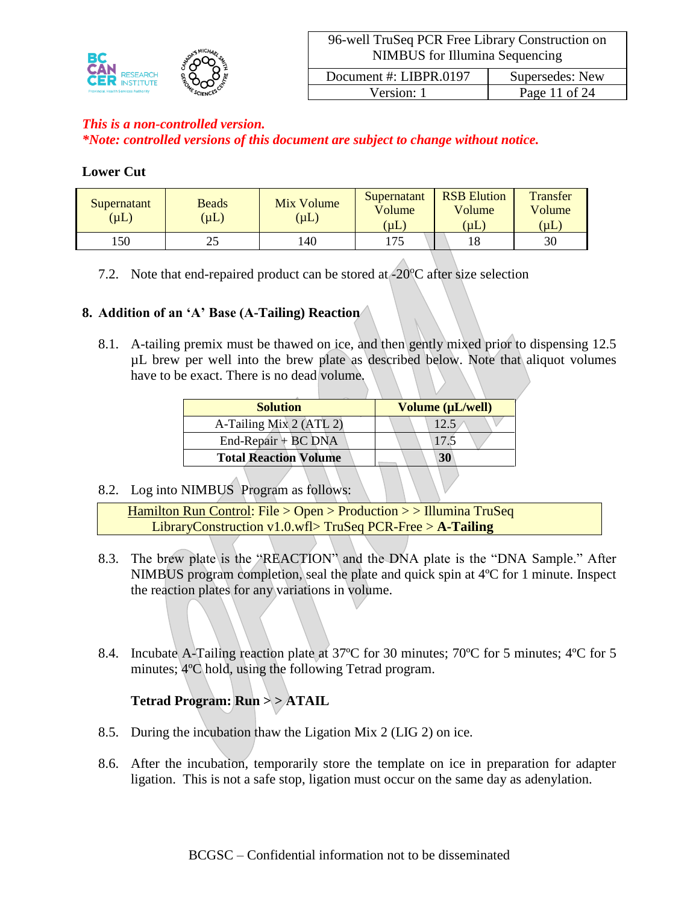*This is a non-controlled version.*
***Note: controlled versions of this document are subject to change without notice.***

**Lower Cut**

| Supernatant (µL) | Beads (µL) | Mix Volume (µL) | Supernatant Volume (µL) | RSB Elution Volume (µL) | Transfer Volume (µL) |
|---|---|---|---|---|---|
| 150 | 25 | 140 | 175 | 18 | 30 |

7.2. Note that end-repaired product can be stored at -20ºC after size selection

## 8. Addition of an 'A' Base (A-Tailing) Reaction

8.1. A-tailing premix must be thawed on ice, and then gently mixed prior to dispensing 12.5 µL brew per well into the brew plate as described below. Note that aliquot volumes have to be exact. There is no dead volume.

| Solution | Volume (µL/well) |
|---|---|
| A-Tailing Mix 2 (ATL 2) | 12.5 |
| End-Repair + BC DNA | 17.5 |
| **Total Reaction Volume** | **30** |

8.2. Log into NIMBUS Program as follows:

Hamilton Run Control: File > Open > Production > > Illumina TruSeq LibraryConstruction v1.0.wfl> TruSeq PCR-Free > **A-Tailing**

8.3. The brew plate is the "REACTION" and the DNA plate is the "DNA Sample." After NIMBUS program completion, seal the plate and quick spin at 4ºC for 1 minute. Inspect the reaction plates for any variations in volume.

8.4. Incubate A-Tailing reaction plate at 37ºC for 30 minutes; 70ºC for 5 minutes; 4ºC for 5 minutes; 4ºC hold, using the following Tetrad program.

**Tetrad Program: Run > > ATAIL**

8.5. During the incubation thaw the Ligation Mix 2 (LIG 2) on ice.

8.6. After the incubation, temporarily store the template on ice in preparation for adapter ligation. This is not a safe stop, ligation must occur on the same day as adenylation.

BCGSC – Confidential information not to be disseminated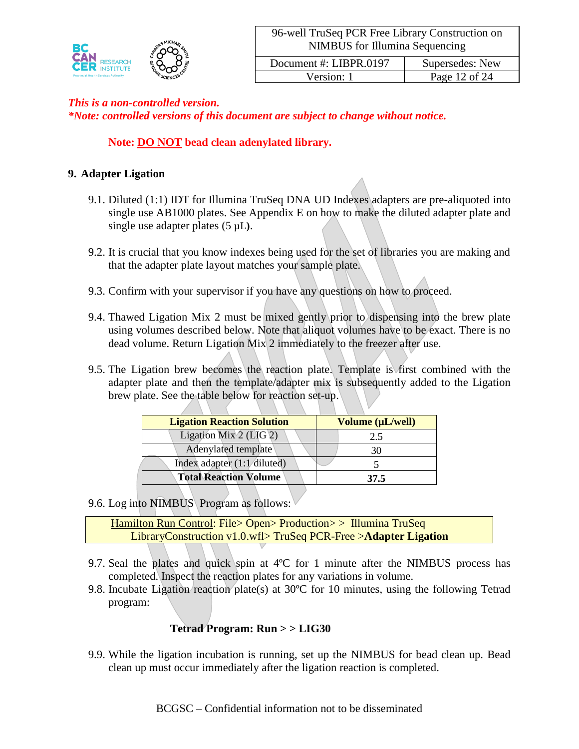*This is a non-controlled version.*
****Note: controlled versions of this document are subject to change without notice.***

**Note: DO NOT bead clean adenylated library.**

## 9. Adapter Ligation

9.1. Diluted (1:1) IDT for Illumina TruSeq DNA UD Indexes adapters are pre-aliquoted into single use AB1000 plates. See Appendix E on how to make the diluted adapter plate and single use adapter plates (5 µL).

9.2. It is crucial that you know indexes being used for the set of libraries you are making and that the adapter plate layout matches your sample plate.

9.3. Confirm with your supervisor if you have any questions on how to proceed.

9.4. Thawed Ligation Mix 2 must be mixed gently prior to dispensing into the brew plate using volumes described below. Note that aliquot volumes have to be exact. There is no dead volume. Return Ligation Mix 2 immediately to the freezer after use.

9.5. The Ligation brew becomes the reaction plate. Template is first combined with the adapter plate and then the template/adapter mix is subsequently added to the Ligation brew plate. See the table below for reaction set-up.

| Ligation Reaction Solution | Volume (µL/well) |
|---|---|
| Ligation Mix 2 (LIG 2) | 2.5 |
| Adenylated template | 30 |
| Index adapter (1:1 diluted) | 5 |
| **Total Reaction Volume** | **37.5** |

9.6. Log into NIMBUS Program as follows:

> Hamilton Run Control: File> Open> Production> > Illumina TruSeq LibraryConstruction v1.0.wfl> TruSeq PCR-Free >**Adapter Ligation**

9.7. Seal the plates and quick spin at 4ºC for 1 minute after the NIMBUS process has completed. Inspect the reaction plates for any variations in volume.

9.8. Incubate Ligation reaction plate(s) at 30ºC for 10 minutes, using the following Tetrad program:

**Tetrad Program: Run > > LIG30**

9.9. While the ligation incubation is running, set up the NIMBUS for bead clean up. Bead clean up must occur immediately after the ligation reaction is completed.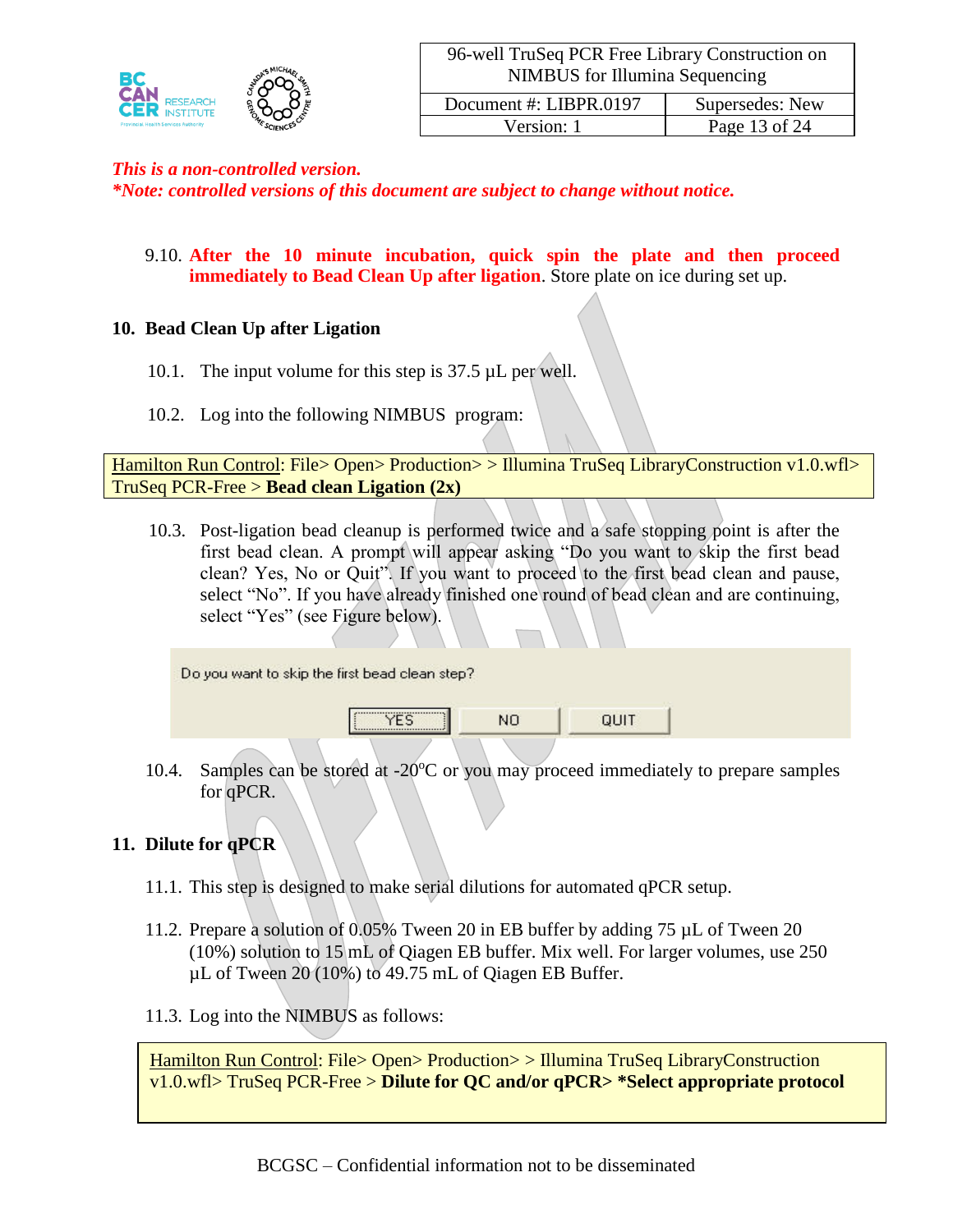*This is a non-controlled version.*
*\*Note: controlled versions of this document are subject to change without notice.*

9.10. **After the 10 minute incubation, quick spin the plate and then proceed immediately to Bead Clean Up after ligation**. Store plate on ice during set up.

## 10. Bead Clean Up after Ligation

10.1. The input volume for this step is 37.5 µL per well.

10.2. Log into the following NIMBUS program:

> Hamilton Run Control: File> Open> Production> > Illumina TruSeq LibraryConstruction v1.0.wfl> TruSeq PCR-Free > **Bead clean Ligation (2x)**

10.3. Post-ligation bead cleanup is performed twice and a safe stopping point is after the first bead clean. A prompt will appear asking "Do you want to skip the first bead clean? Yes, No or Quit". If you want to proceed to the first bead clean and pause, select "No". If you have already finished one round of bead clean and are continuing, select "Yes" (see Figure below).

> Do you want to skip the first bead clean step?
>
> YES | NO | QUIT

10.4. Samples can be stored at -20°C or you may proceed immediately to prepare samples for qPCR.

## 11. Dilute for qPCR

11.1. This step is designed to make serial dilutions for automated qPCR setup.

11.2. Prepare a solution of 0.05% Tween 20 in EB buffer by adding 75 µL of Tween 20 (10%) solution to 15 mL of Qiagen EB buffer. Mix well. For larger volumes, use 250 µL of Tween 20 (10%) to 49.75 mL of Qiagen EB Buffer.

11.3. Log into the NIMBUS as follows:

> Hamilton Run Control: File> Open> Production> > Illumina TruSeq LibraryConstruction v1.0.wfl> TruSeq PCR-Free > **Dilute for QC and/or qPCR> \*Select appropriate protocol**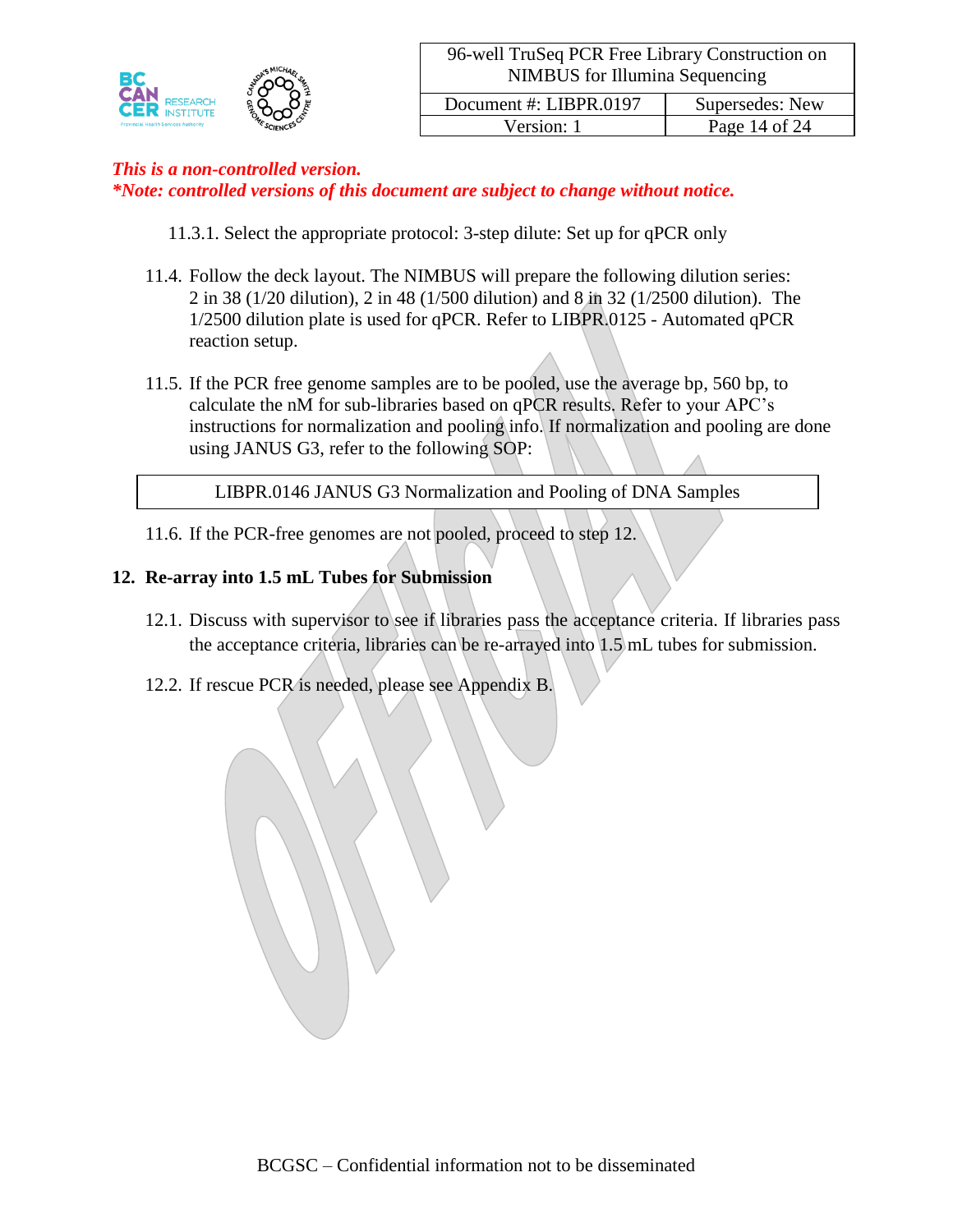*This is a non-controlled version.*
***Note: controlled versions of this document are subject to change without notice.***

11.3.1. Select the appropriate protocol: 3-step dilute: Set up for qPCR only

11.4. Follow the deck layout. The NIMBUS will prepare the following dilution series: 2 in 38 (1/20 dilution), 2 in 48 (1/500 dilution) and 8 in 32 (1/2500 dilution). The 1/2500 dilution plate is used for qPCR. Refer to LIBPR.0125 - Automated qPCR reaction setup.

11.5. If the PCR free genome samples are to be pooled, use the average bp, 560 bp, to calculate the nM for sub-libraries based on qPCR results. Refer to your APC's instructions for normalization and pooling info. If normalization and pooling are done using JANUS G3, refer to the following SOP:

| LIBPR.0146 JANUS G3 Normalization and Pooling of DNA Samples |
|---|

11.6. If the PCR-free genomes are not pooled, proceed to step 12.

## 12. Re-array into 1.5 mL Tubes for Submission

12.1. Discuss with supervisor to see if libraries pass the acceptance criteria. If libraries pass the acceptance criteria, libraries can be re-arrayed into 1.5 mL tubes for submission.

12.2. If rescue PCR is needed, please see Appendix B.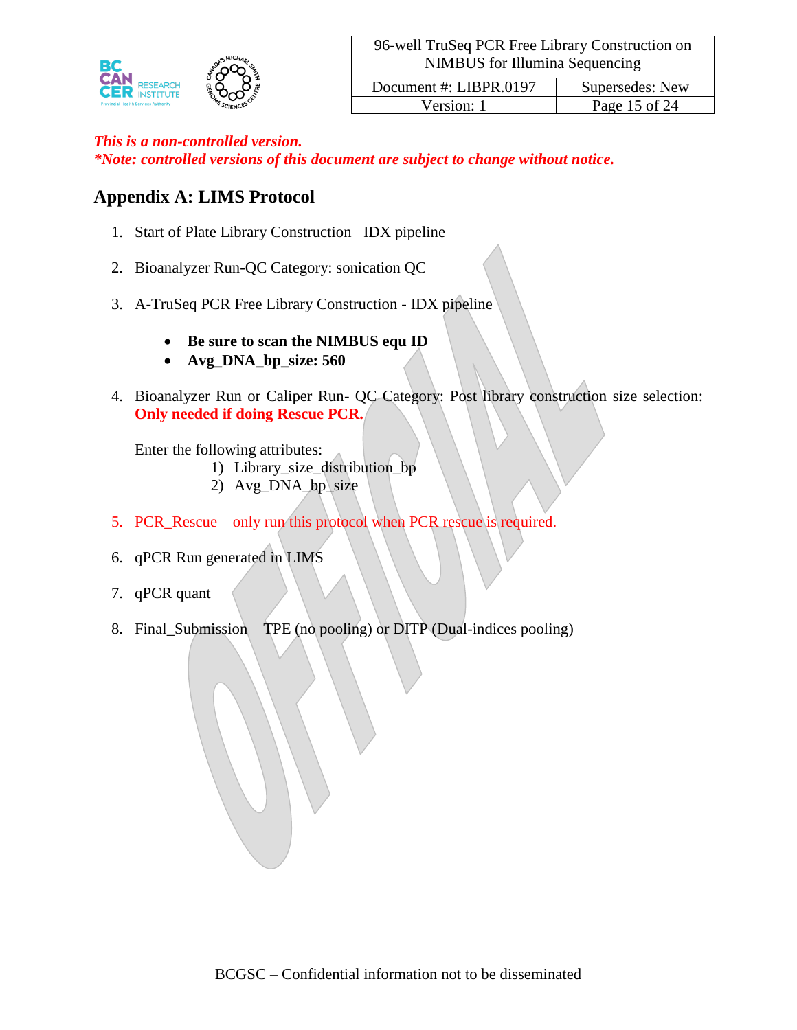*This is a non-controlled version.*
***Note: controlled versions of this document are subject to change without notice.***

## Appendix A: LIMS Protocol

1. Start of Plate Library Construction– IDX pipeline

2. Bioanalyzer Run-QC Category: sonication QC

3. A-TruSeq PCR Free Library Construction - IDX pipeline

   - **Be sure to scan the NIMBUS equ ID**
   - **Avg_DNA_bp_size: 560**

4. Bioanalyzer Run or Caliper Run- QC Category: Post library construction size selection: **Only needed if doing Rescue PCR.**

   Enter the following attributes:
   1) Library_size_distribution_bp
   2) Avg_DNA_bp_size

5. PCR_Rescue – only run this protocol when PCR rescue is required.

6. qPCR Run generated in LIMS

7. qPCR quant

8. Final_Submission – TPE (no pooling) or DITP (Dual-indices pooling)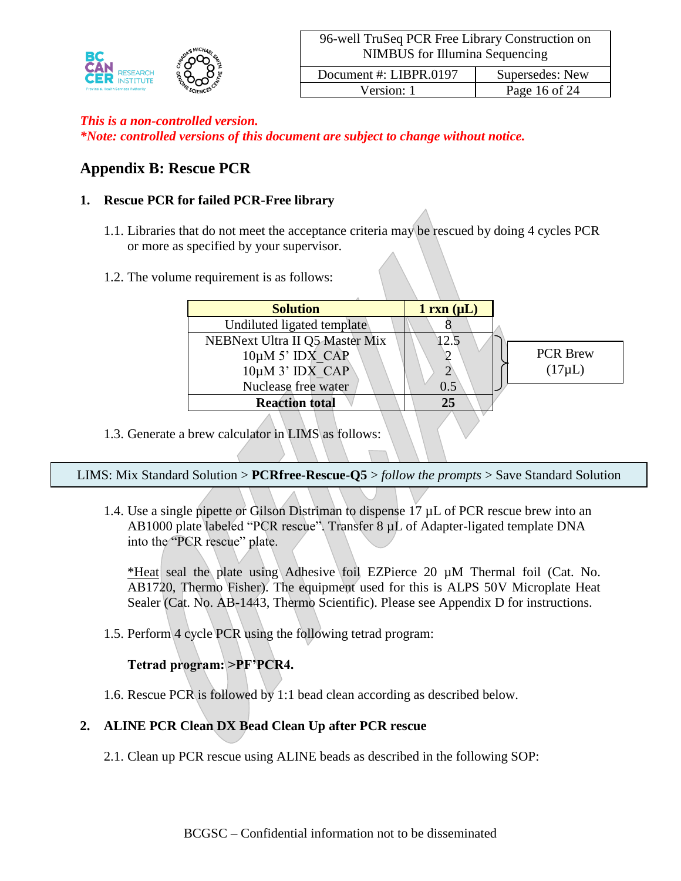*This is a non-controlled version.*
*\*Note: controlled versions of this document are subject to change without notice.*

## Appendix B: Rescue PCR

### 1. Rescue PCR for failed PCR-Free library

1.1. Libraries that do not meet the acceptance criteria may be rescued by doing 4 cycles PCR or more as specified by your supervisor.

1.2. The volume requirement is as follows:

| Solution | 1 rxn (μL) | |
|---|---|---|
| Undiluted ligated template | 8 | |
| NEBNext Ultra II Q5 Master Mix | 12.5 | PCR Brew (17μL) |
| 10μM 5' IDX_CAP | 2 | |
| 10μM 3' IDX_CAP | 2 | |
| Nuclease free water | 0.5 | |
| **Reaction total** | **25** | |

1.3. Generate a brew calculator in LIMS as follows:

LIMS: Mix Standard Solution > **PCRfree-Rescue-Q5** > *follow the prompts* > Save Standard Solution

1.4. Use a single pipette or Gilson Distriman to dispense 17 µL of PCR rescue brew into an AB1000 plate labeled "PCR rescue". Transfer 8 µL of Adapter-ligated template DNA into the "PCR rescue" plate.

*Heat seal the plate using Adhesive foil EZPierce 20 µM Thermal foil (Cat. No. AB1720, Thermo Fisher). The equipment used for this is ALPS 50V Microplate Heat Sealer (Cat. No. AB-1443, Thermo Scientific). Please see Appendix D for instructions.

1.5. Perform 4 cycle PCR using the following tetrad program:

**Tetrad program: >PF'PCR4.**

1.6. Rescue PCR is followed by 1:1 bead clean according as described below.

### 2. ALINE PCR Clean DX Bead Clean Up after PCR rescue

2.1. Clean up PCR rescue using ALINE beads as described in the following SOP:

BCGSC – Confidential information not to be disseminated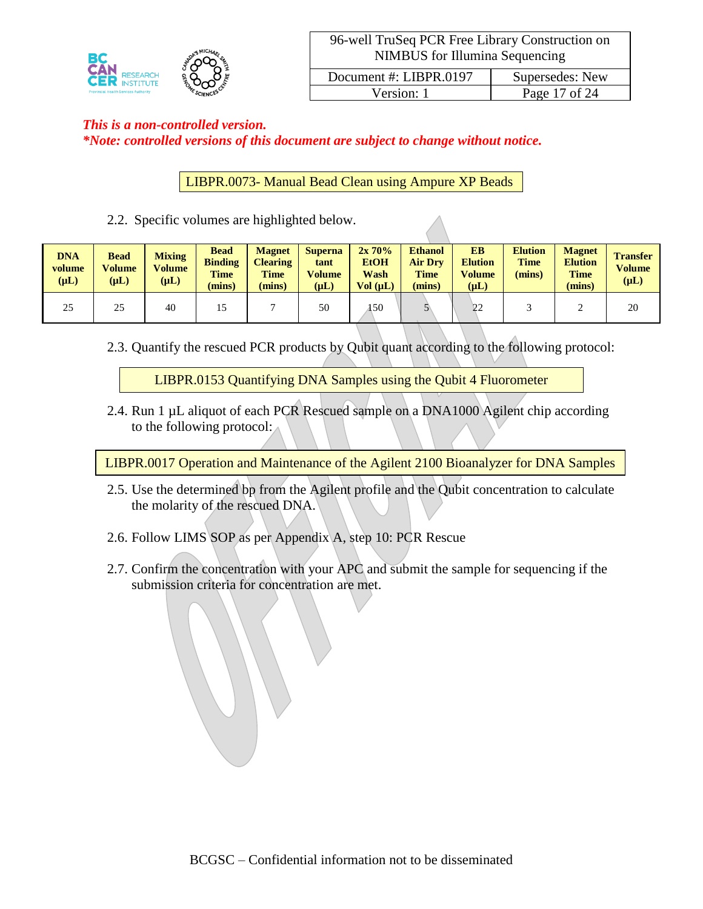*This is a non-controlled version.*
***Note: controlled versions of this document are subject to change without notice.***

LIBPR.0073- Manual Bead Clean using Ampure XP Beads

2.2. Specific volumes are highlighted below.

| DNA volume (µL) | Bead Volume (µL) | Mixing Volume (µL) | Bead Binding Time (mins) | Magnet Clearing Time (mins) | Supernatant Volume (µL) | 2x 70% EtOH Wash Vol (µL) | Ethanol Air Dry Time (mins) | EB Elution Volume (µL) | Elution Time (mins) | Magnet Elution Time (mins) | Transfer Volume (µL) |
|---|---|---|---|---|---|---|---|---|---|---|---|
| 25 | 25 | 40 | 15 | 7 | 50 | 150 | 5 | 22 | 3 | 2 | 20 |

2.3. Quantify the rescued PCR products by Qubit quant according to the following protocol:

LIBPR.0153 Quantifying DNA Samples using the Qubit 4 Fluorometer

2.4. Run 1 µL aliquot of each PCR Rescued sample on a DNA1000 Agilent chip according to the following protocol:

LIBPR.0017 Operation and Maintenance of the Agilent 2100 Bioanalyzer for DNA Samples

2.5. Use the determined bp from the Agilent profile and the Qubit concentration to calculate the molarity of the rescued DNA.

2.6. Follow LIMS SOP as per Appendix A, step 10: PCR Rescue

2.7. Confirm the concentration with your APC and submit the sample for sequencing if the submission criteria for concentration are met.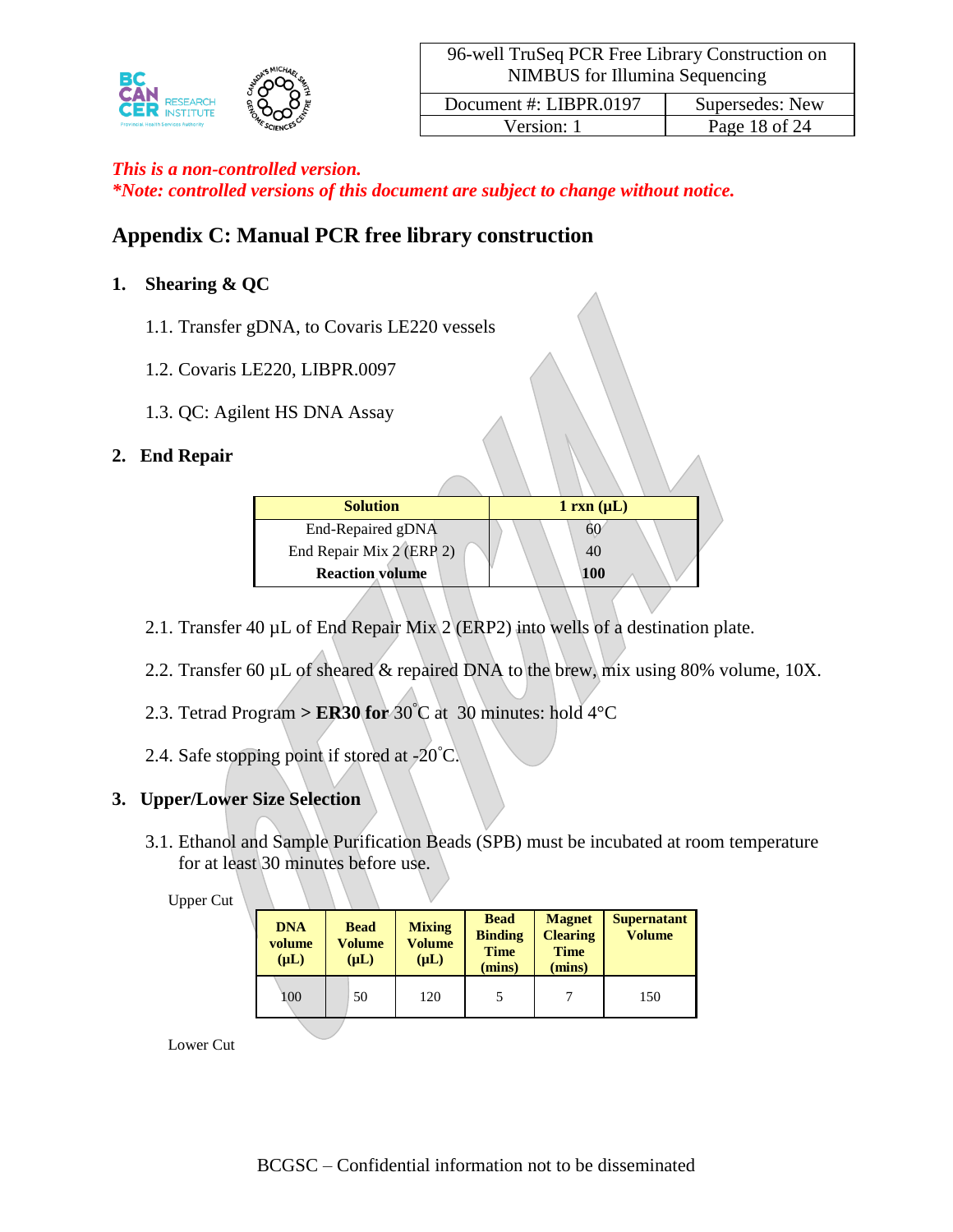*This is a non-controlled version.*
***Note: controlled versions of this document are subject to change without notice.***

## Appendix C: Manual PCR free library construction

### 1. Shearing & QC

1.1. Transfer gDNA, to Covaris LE220 vessels

1.2. Covaris LE220, LIBPR.0097

1.3. QC: Agilent HS DNA Assay

### 2. End Repair

| Solution | 1 rxn (µL) |
|---|---|
| End-Repaired gDNA | 60 |
| End Repair Mix 2 (ERP 2) | 40 |
| **Reaction volume** | **100** |

2.1. Transfer 40 µL of End Repair Mix 2 (ERP2) into wells of a destination plate.

2.2. Transfer 60 µL of sheared & repaired DNA to the brew, mix using 80% volume, 10X.

2.3. Tetrad Program **> ER30 for** 30˚C at 30 minutes: hold 4°C

2.4. Safe stopping point if stored at -20˚C.

### 3. Upper/Lower Size Selection

3.1. Ethanol and Sample Purification Beads (SPB) must be incubated at room temperature for at least 30 minutes before use.

Upper Cut

| DNA volume (µL) | Bead Volume (µL) | Mixing Volume (µL) | Bead Binding Time (mins) | Magnet Clearing Time (mins) | Supernatant Volume |
|---|---|---|---|---|---|
| 100 | 50 | 120 | 5 | 7 | 150 |

Lower Cut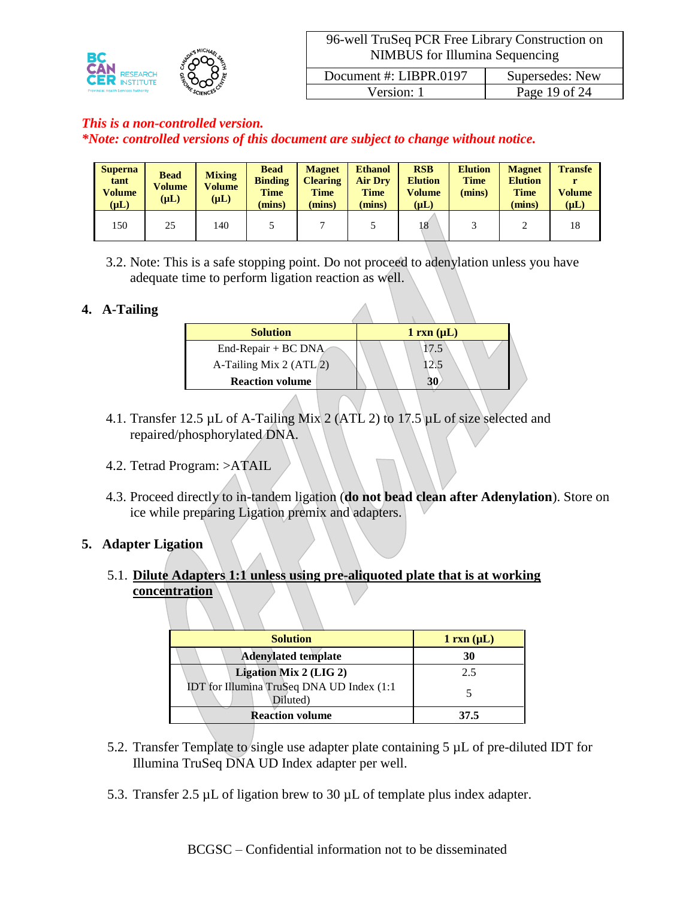*This is a non-controlled version.*
*\*Note: controlled versions of this document are subject to change without notice.*

| Supernatant Volume (µL) | Bead Volume (µL) | Mixing Volume (µL) | Bead Binding Time (mins) | Magnet Clearing Time (mins) | Ethanol Air Dry Time (mins) | RSB Elution Volume (µL) | Elution Time (mins) | Magnet Elution Time (mins) | Transfer Volume (µL) |
|---|---|---|---|---|---|---|---|---|---|
| 150 | 25 | 140 | 5 | 7 | 5 | 18 | 3 | 2 | 18 |

3.2. Note: This is a safe stopping point. Do not proceed to adenylation unless you have adequate time to perform ligation reaction as well.

## 4. A-Tailing

| Solution | 1 rxn (µL) |
|---|---|
| End-Repair + BC DNA | 17.5 |
| A-Tailing Mix 2 (ATL 2) | 12.5 |
| **Reaction volume** | **30** |

4.1. Transfer 12.5 µL of A-Tailing Mix 2 (ATL 2) to 17.5 µL of size selected and repaired/phosphorylated DNA.

4.2. Tetrad Program: >ATAIL

4.3. Proceed directly to in-tandem ligation (**do not bead clean after Adenylation**). Store on ice while preparing Ligation premix and adapters.

## 5. Adapter Ligation

5.1. **Dilute Adapters 1:1 unless using pre-aliquoted plate that is at working concentration**

| Solution | 1 rxn (µL) |
|---|---|
| **Adenylated template** | **30** |
| **Ligation Mix 2 (LIG 2)** | 2.5 |
| IDT for Illumina TruSeq DNA UD Index (1:1 Diluted) | 5 |
| **Reaction volume** | **37.5** |

5.2. Transfer Template to single use adapter plate containing 5 µL of pre-diluted IDT for Illumina TruSeq DNA UD Index adapter per well.

5.3. Transfer 2.5 µL of ligation brew to 30 µL of template plus index adapter.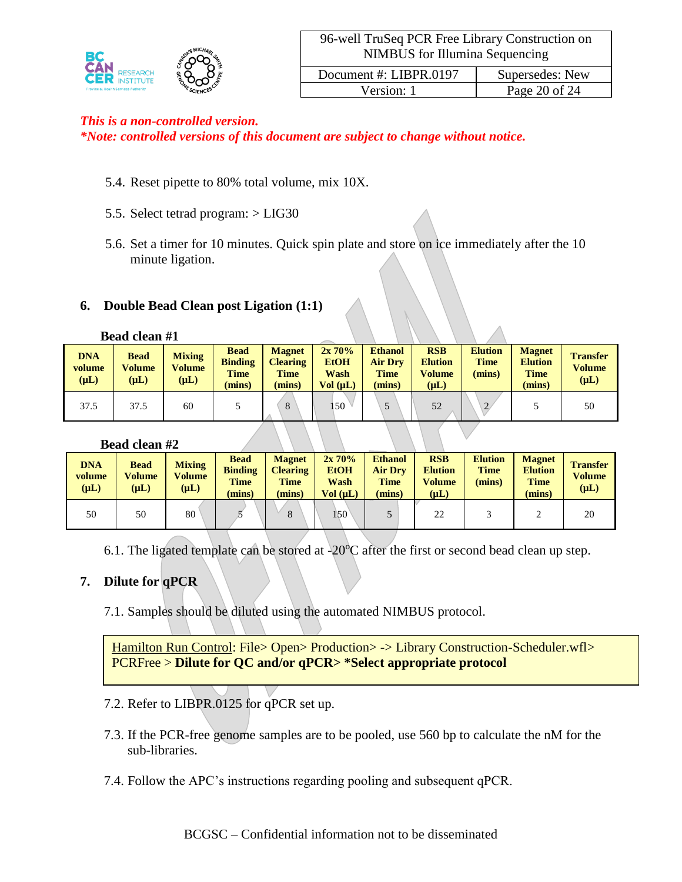*This is a non-controlled version.*
***Note: controlled versions of this document are subject to change without notice.***

5.4. Reset pipette to 80% total volume, mix 10X.

5.5. Select tetrad program: > LIG30

5.6. Set a timer for 10 minutes. Quick spin plate and store on ice immediately after the 10 minute ligation.

## 6. Double Bead Clean post Ligation (1:1)

**Bead clean #1**

| DNA volume (µL) | Bead Volume (µL) | Mixing Volume (µL) | Bead Binding Time (mins) | Magnet Clearing Time (mins) | 2x 70% EtOH Wash Vol (µL) | Ethanol Air Dry Time (mins) | RSB Elution Volume (µL) | Elution Time (mins) | Magnet Elution Time (mins) | Transfer Volume (µL) |
|---|---|---|---|---|---|---|---|---|---|---|
| 37.5 | 37.5 | 60 | 5 | 8 | 150 | 5 | 52 | 2 | 5 | 50 |

**Bead clean #2**

| DNA volume (µL) | Bead Volume (µL) | Mixing Volume (µL) | Bead Binding Time (mins) | Magnet Clearing Time (mins) | 2x 70% EtOH Wash Vol (µL) | Ethanol Air Dry Time (mins) | RSB Elution Volume (µL) | Elution Time (mins) | Magnet Elution Time (mins) | Transfer Volume (µL) |
|---|---|---|---|---|---|---|---|---|---|---|
| 50 | 50 | 80 | 5 | 8 | 150 | 5 | 22 | 3 | 2 | 20 |

6.1. The ligated template can be stored at -20°C after the first or second bead clean up step.

## 7. Dilute for qPCR

7.1. Samples should be diluted using the automated NIMBUS protocol.

> Hamilton Run Control: File> Open> Production> -> Library Construction-Scheduler.wfl> PCRFree > **Dilute for QC and/or qPCR> *Select appropriate protocol**

7.2. Refer to LIBPR.0125 for qPCR set up.

7.3. If the PCR-free genome samples are to be pooled, use 560 bp to calculate the nM for the sub-libraries.

7.4. Follow the APC's instructions regarding pooling and subsequent qPCR.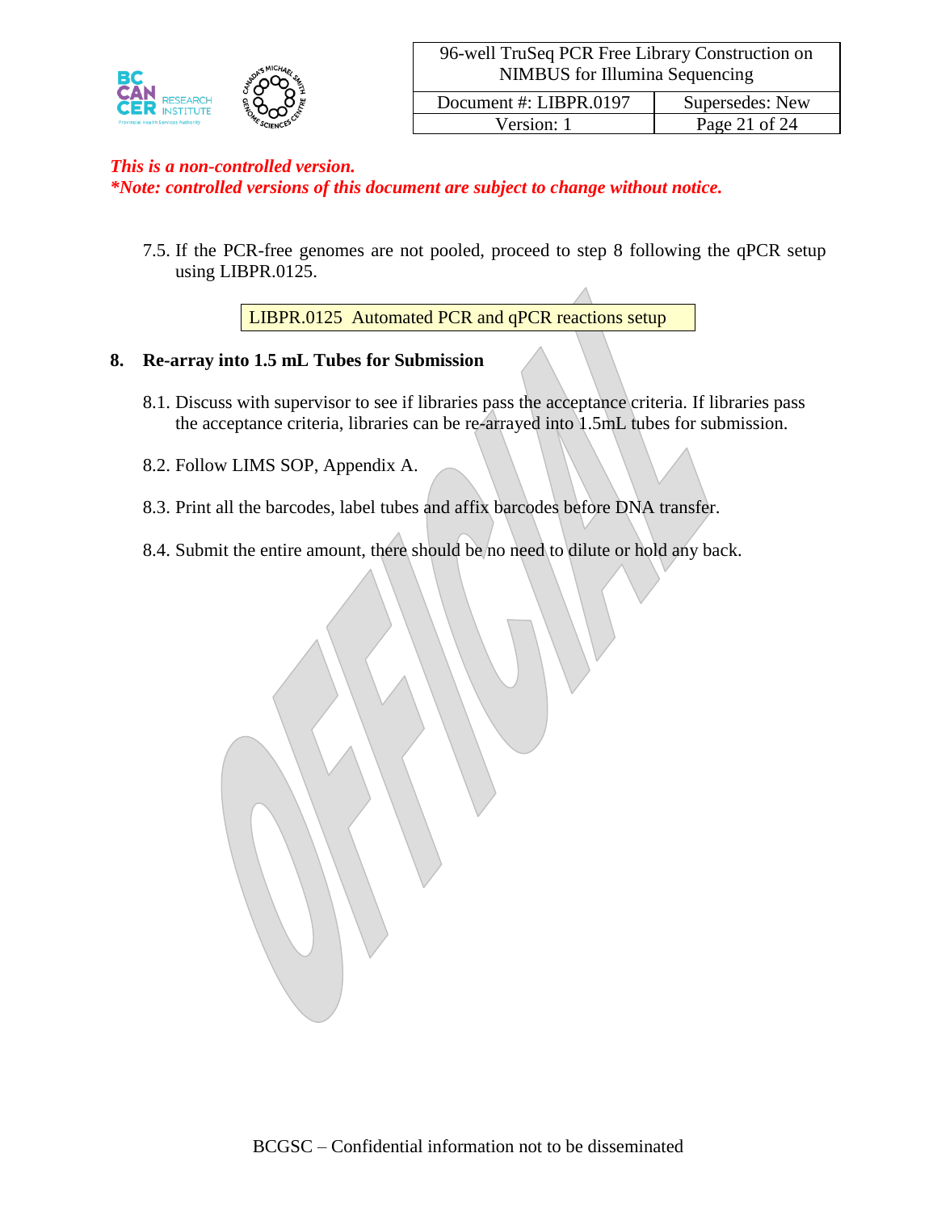*This is a non-controlled version.*
***Note: controlled versions of this document are subject to change without notice.***

7.5. If the PCR-free genomes are not pooled, proceed to step 8 following the qPCR setup using LIBPR.0125.

LIBPR.0125 Automated PCR and qPCR reactions setup

## 8. Re-array into 1.5 mL Tubes for Submission

8.1. Discuss with supervisor to see if libraries pass the acceptance criteria. If libraries pass the acceptance criteria, libraries can be re-arrayed into 1.5mL tubes for submission.

8.2. Follow LIMS SOP, Appendix A.

8.3. Print all the barcodes, label tubes and affix barcodes before DNA transfer.

8.4. Submit the entire amount, there should be no need to dilute or hold any back.

BCGSC – Confidential information not to be disseminated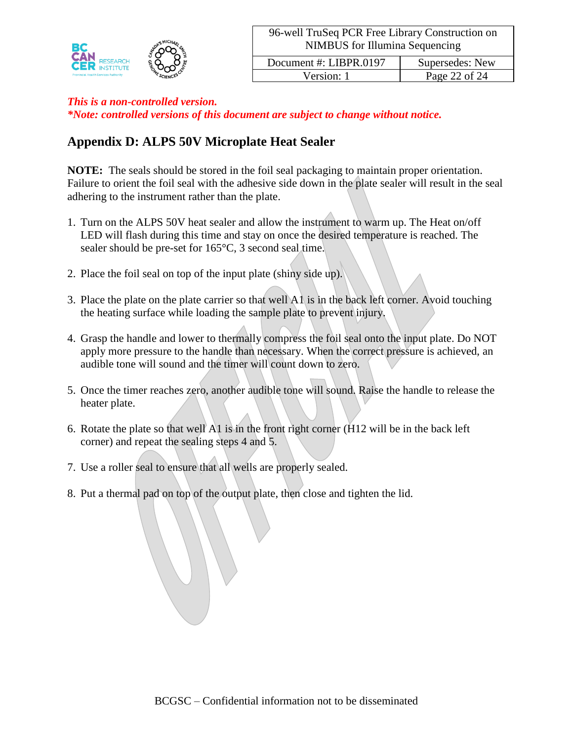*This is a non-controlled version.*
***Note: controlled versions of this document are subject to change without notice.***

## Appendix D: ALPS 50V Microplate Heat Sealer

**NOTE:** The seals should be stored in the foil seal packaging to maintain proper orientation. Failure to orient the foil seal with the adhesive side down in the plate sealer will result in the seal adhering to the instrument rather than the plate.

1. Turn on the ALPS 50V heat sealer and allow the instrument to warm up. The Heat on/off LED will flash during this time and stay on once the desired temperature is reached. The sealer should be pre-set for 165°C, 3 second seal time.

2. Place the foil seal on top of the input plate (shiny side up).

3. Place the plate on the plate carrier so that well A1 is in the back left corner. Avoid touching the heating surface while loading the sample plate to prevent injury.

4. Grasp the handle and lower to thermally compress the foil seal onto the input plate. Do NOT apply more pressure to the handle than necessary. When the correct pressure is achieved, an audible tone will sound and the timer will count down to zero.

5. Once the timer reaches zero, another audible tone will sound. Raise the handle to release the heater plate.

6. Rotate the plate so that well A1 is in the front right corner (H12 will be in the back left corner) and repeat the sealing steps 4 and 5.

7. Use a roller seal to ensure that all wells are properly sealed.

8. Put a thermal pad on top of the output plate, then close and tighten the lid.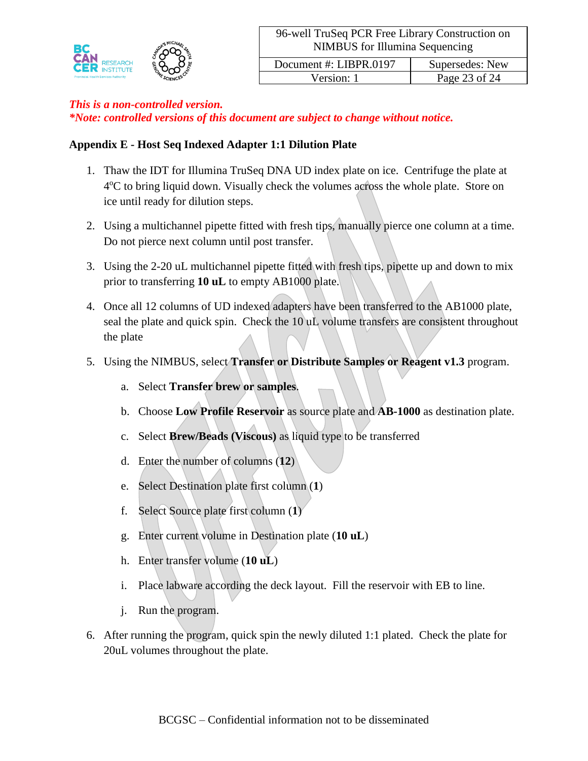*This is a non-controlled version.*
***Note: controlled versions of this document are subject to change without notice.***

**Appendix E - Host Seq Indexed Adapter 1:1 Dilution Plate**

1. Thaw the IDT for Illumina TruSeq DNA UD index plate on ice. Centrifuge the plate at 4°C to bring liquid down. Visually check the volumes across the whole plate. Store on ice until ready for dilution steps.

2. Using a multichannel pipette fitted with fresh tips, manually pierce one column at a time. Do not pierce next column until post transfer.

3. Using the 2-20 uL multichannel pipette fitted with fresh tips, pipette up and down to mix prior to transferring **10 uL** to empty AB1000 plate.

4. Once all 12 columns of UD indexed adapters have been transferred to the AB1000 plate, seal the plate and quick spin. Check the 10 uL volume transfers are consistent throughout the plate

5. Using the NIMBUS, select **Transfer or Distribute Samples or Reagent v1.3** program.

   a. Select **Transfer brew or samples**.

   b. Choose **Low Profile Reservoir** as source plate and **AB-1000** as destination plate.

   c. Select **Brew/Beads (Viscous)** as liquid type to be transferred

   d. Enter the number of columns (**12**)

   e. Select Destination plate first column (**1**)

   f. Select Source plate first column (**1**)

   g. Enter current volume in Destination plate (**10 uL**)

   h. Enter transfer volume (**10 uL**)

   i. Place labware according the deck layout. Fill the reservoir with EB to line.

   j. Run the program.

6. After running the program, quick spin the newly diluted 1:1 plated. Check the plate for 20uL volumes throughout the plate.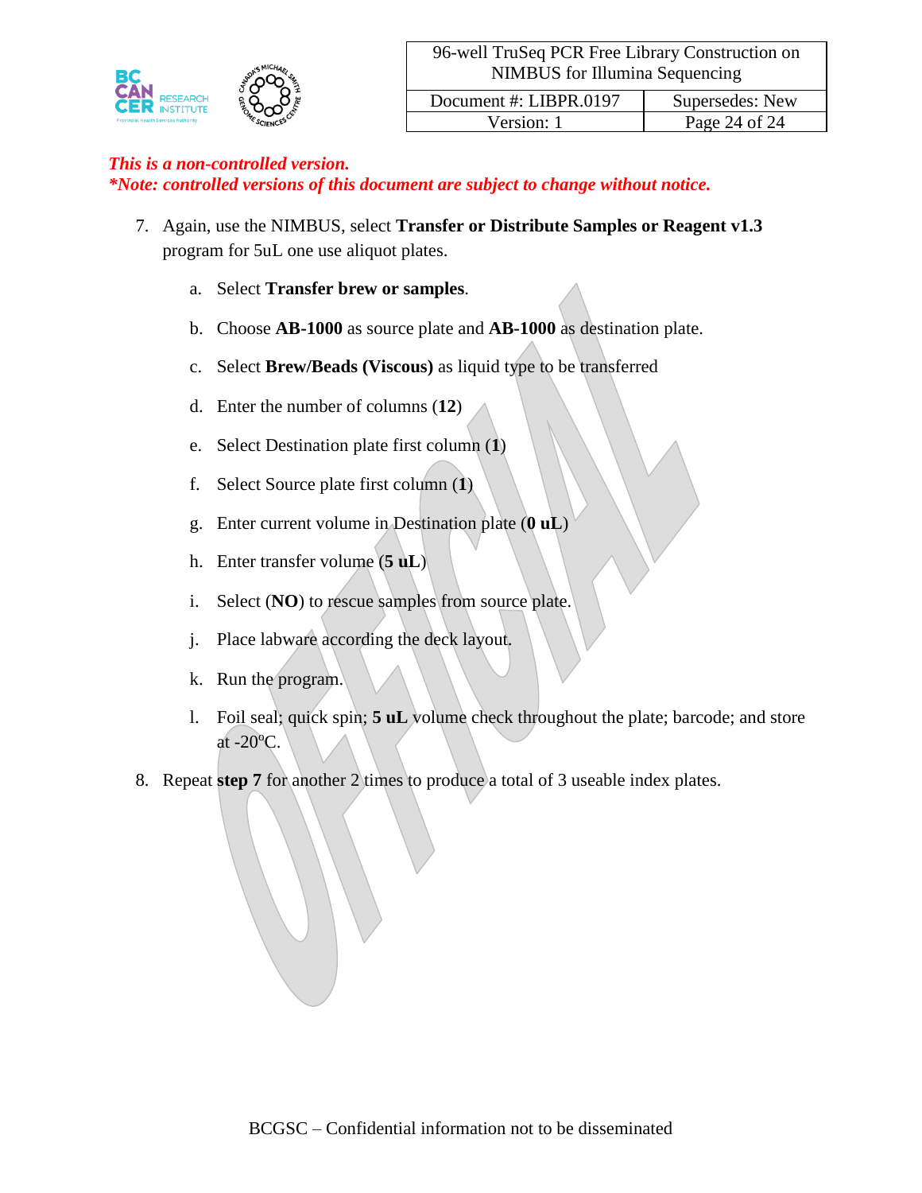*This is a non-controlled version.*
***Note: controlled versions of this document are subject to change without notice.***

7. Again, use the NIMBUS, select **Transfer or Distribute Samples or Reagent v1.3** program for 5uL one use aliquot plates.

    a. Select **Transfer brew or samples**.

    b. Choose **AB-1000** as source plate and **AB-1000** as destination plate.

    c. Select **Brew/Beads (Viscous)** as liquid type to be transferred

    d. Enter the number of columns (**12**)

    e. Select Destination plate first column (**1**)

    f. Select Source plate first column (**1**)

    g. Enter current volume in Destination plate (**0 uL**)

    h. Enter transfer volume (**5 uL**)

    i. Select (**NO**) to rescue samples from source plate.

    j. Place labware according the deck layout.

    k. Run the program.

    l. Foil seal; quick spin; **5 uL** volume check throughout the plate; barcode; and store at -20ºC.

8. Repeat **step 7** for another 2 times to produce a total of 3 useable index plates.